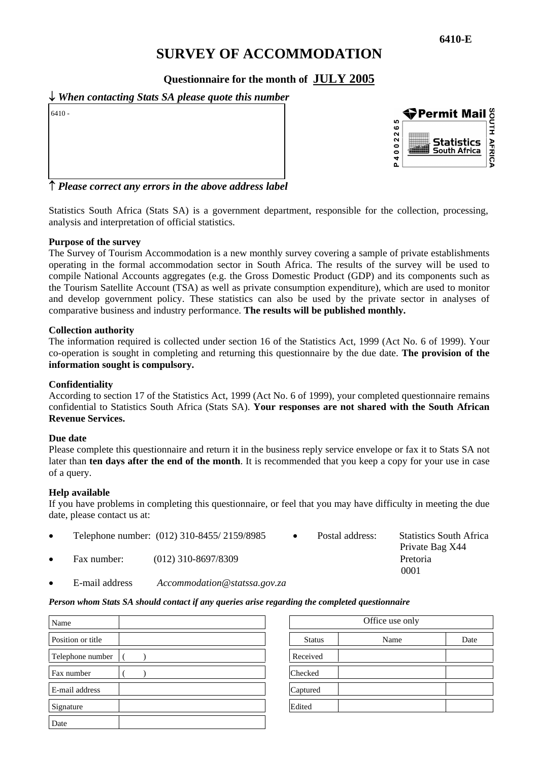6410-E

# SURVEY OF ACCOMMODATION

**Questionnaire for the month of JULY 2005**

↓ ***When contacting Stats SA please quote this number***

6410 -

↑ ***Please correct any errors in the above address label***

Permit Mail P 4 0 0 2 2 6 5 Statistics South Africa SOUTH AFRICA

Statistics South Africa (Stats SA) is a government department, responsible for the collection, processing, analysis and interpretation of official statistics.

**Purpose of the survey**

The Survey of Tourism Accommodation is a new monthly survey covering a sample of private establishments operating in the formal accommodation sector in South Africa. The results of the survey will be used to compile National Accounts aggregates (e.g. the Gross Domestic Product (GDP) and its components such as the Tourism Satellite Account (TSA) as well as private consumption expenditure), which are used to monitor and develop government policy. These statistics can also be used by the private sector in analyses of comparative business and industry performance. **The results will be published monthly.**

**Collection authority**

The information required is collected under section 16 of the Statistics Act, 1999 (Act No. 6 of 1999). Your co-operation is sought in completing and returning this questionnaire by the due date. **The provision of the information sought is compulsory.**

**Confidentiality**

According to section 17 of the Statistics Act, 1999 (Act No. 6 of 1999), your completed questionnaire remains confidential to Statistics South Africa (Stats SA). **Your responses are not shared with the South African Revenue Services.**

**Due date**

Please complete this questionnaire and return it in the business reply service envelope or fax it to Stats SA not later than **ten days after the end of the month**. It is recommended that you keep a copy for your use in case of a query.

**Help available**

If you have problems in completing this questionnaire, or feel that you may have difficulty in meeting the due date, please contact us at:

- Telephone number: (012) 310-8455/ 2159/8985
- Fax number: (012) 310-8697/8309
- E-mail address *Accommodation@statsSA.gov.za*
- Postal address: Statistics South Africa, Private Bag X44, Pretoria, 0001

***Person whom Stats SA should contact if any queries arise regarding the completed questionnaire***

| | |
|---|---|
| Name | |
| Position or title | |
| Telephone number | (     ) |
| Fax number | (     ) |
| E-mail address | |
| Signature | |
| Date | |

| Office use only | | |
|---|---|---|
| Status | Name | Date |
| Received | | |
| Checked | | |
| Captured | | |
| Edited | | |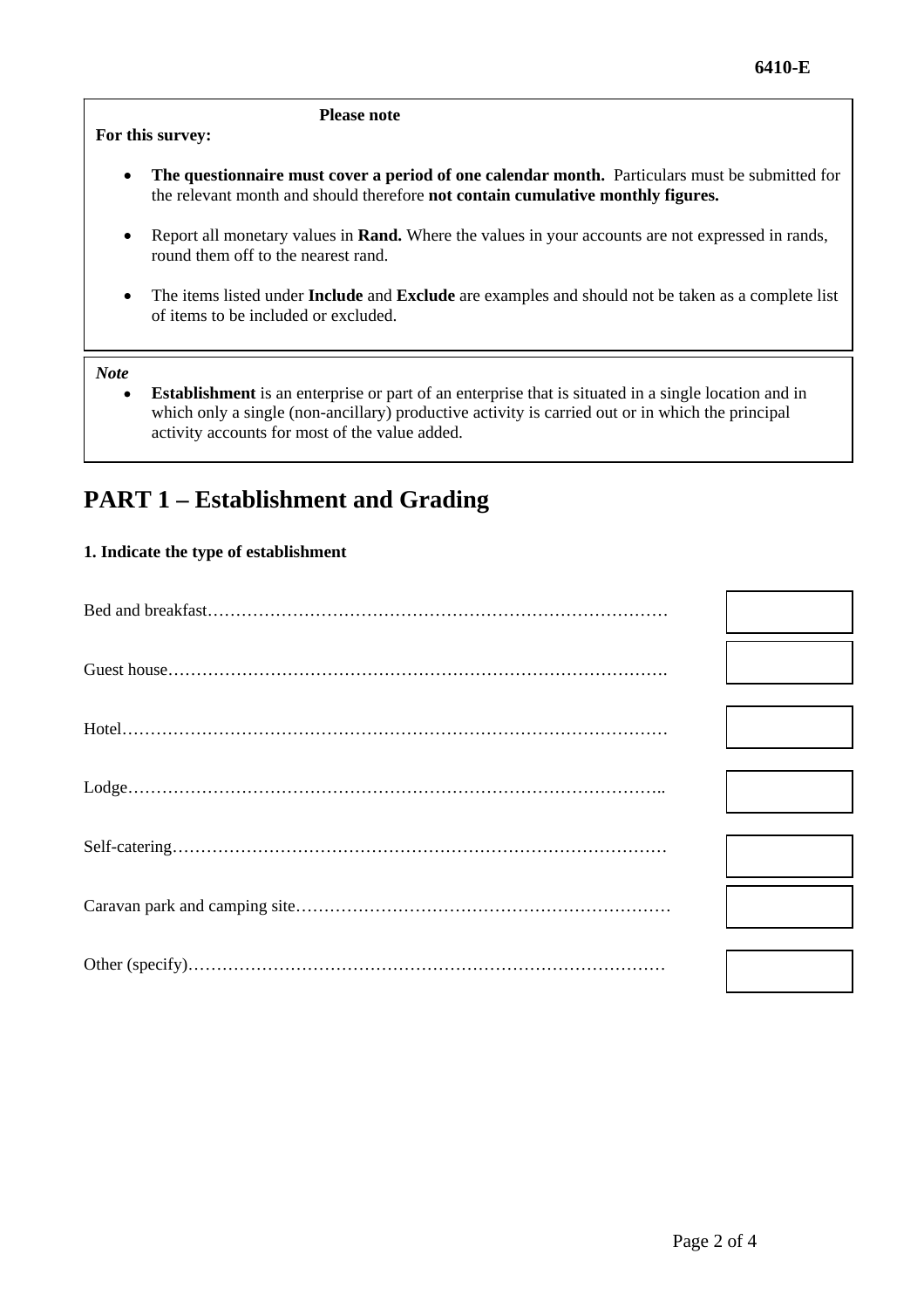6410-E

**Please note**

**For this survey:**

- **The questionnaire must cover a period of one calendar month.** Particulars must be submitted for the relevant month and should therefore **not contain cumulative monthly figures.**
- Report all monetary values in **Rand.** Where the values in your accounts are not expressed in rands, round them off to the nearest rand.
- The items listed under **Include** and **Exclude** are examples and should not be taken as a complete list of items to be included or excluded.

*Note*

- **Establishment** is an enterprise or part of an enterprise that is situated in a single location and in which only a single (non-ancillary) productive activity is carried out or in which the principal activity accounts for most of the value added.

# PART 1 – Establishment and Grading

**1. Indicate the type of establishment**

| Type of establishment | |
|---|---|
| Bed and breakfast………………………………………………………………………… | |
| Guest house………………………………………………………………………………. | |
| Hotel…………………………………………………………………………………… | |
| Lodge……………………………………………………………………………………….. | |
| Self-catering………………………………………………………………………… | |
| Caravan park and camping site………………………………………………………… | |
| Other (specify)…………………………………………………………………………… | |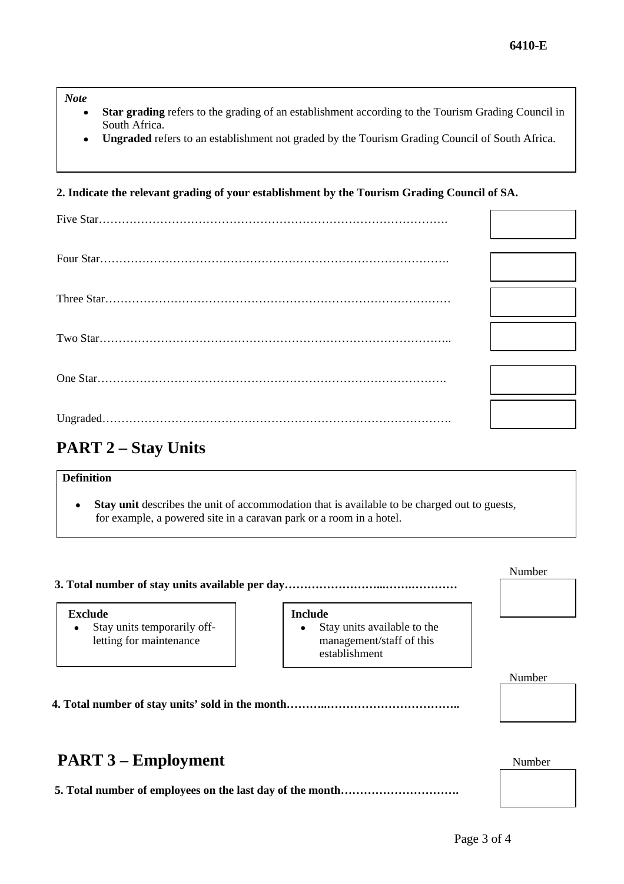*Note*

- **Star grading** refers to the grading of an establishment according to the Tourism Grading Council in South Africa.
- **Ungraded** refers to an establishment not graded by the Tourism Grading Council of South Africa.

**2. Indicate the relevant grading of your establishment by the Tourism Grading Council of SA.**

| | |
|---|---|
| Five Star………………………………………………………………………………. | |
| Four Star………………………………………………………………………………. | |
| Three Star……………………………………………………………………………… | |
| Two Star……………………………………………………………………………….. | |
| One Star………………………………………………………………………………. | |
| Ungraded………………………………………………………………………………. | |

## PART 2 – Stay Units

**Definition**

- **Stay unit** describes the unit of accommodation that is available to be charged out to guests, for example, a powered site in a caravan park or a room in a hotel.

| | Number |
|---|---|
| **3. Total number of stay units available per day……………………...………………** | |

| **Exclude** | **Include** |
|---|---|
| • Stay units temporarily off-letting for maintenance | • Stay units available to the management/staff of this establishment |

| | Number |
|---|---|
| **4. Total number of stay units' sold in the month………..…………………………….** | |

## PART 3 – Employment

| | Number |
|---|---|
| **5. Total number of employees on the last day of the month………………………….** | |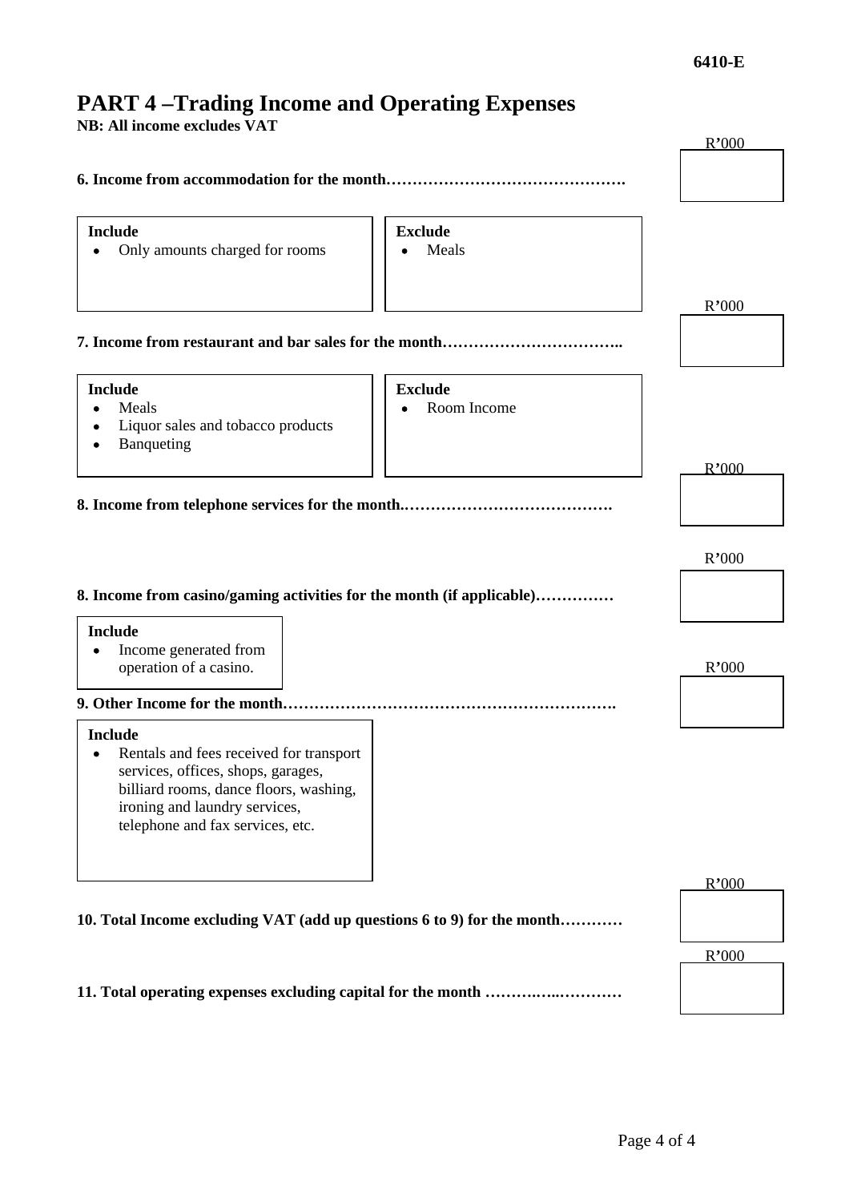# PART 4 –Trading Income and Operating Expenses

**NB: All income excludes VAT**

**6. Income from accommodation for the month……………………………………….** R'000

| Include | Exclude |
|---|---|
| • Only amounts charged for rooms | • Meals |

**7. Income from restaurant and bar sales for the month……………………………..** R'000

| Include | Exclude |
|---|---|
| • Meals<br>• Liquor sales and tobacco products<br>• Banqueting | • Room Income |

**8. Income from telephone services for the month.………………………………….** R'000

**8. Income from casino/gaming activities for the month (if applicable)……………** R'000

**Include**
- Income generated from operation of a casino.

**9. Other Income for the month……………………………………………………….** R'000

**Include**
- Rentals and fees received for transport services, offices, shops, garages, billiard rooms, dance floors, washing, ironing and laundry services, telephone and fax services, etc.

**10. Total Income excluding VAT (add up questions 6 to 9) for the month…………** R'000

**11. Total operating expenses excluding capital for the month ………….…..…………** R'000